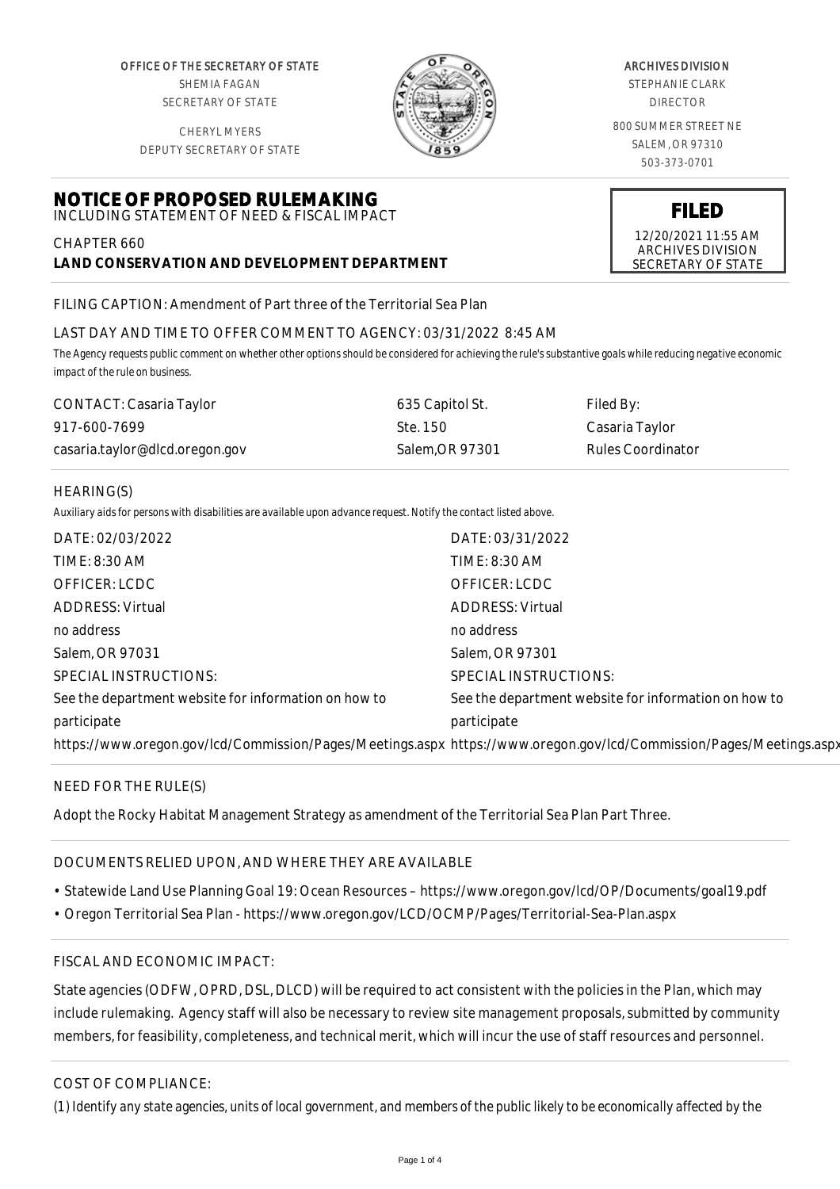OFFICE OF THE SECRETARY OF STATE
SHEMIA FAGAN
SECRETARY OF STATE

CHERYL MYERS
DEPUTY SECRETARY OF STATE

ARCHIVES DIVISION
STEPHANIE CLARK
DIRECTOR

800 SUMMER STREET NE
SALEM, OR 97310
503-373-0701

# NOTICE OF PROPOSED RULEMAKING

INCLUDING STATEMENT OF NEED & FISCAL IMPACT

**FILED**
12/20/2021 11:55 AM
ARCHIVES DIVISION
SECRETARY OF STATE

CHAPTER 660
**LAND CONSERVATION AND DEVELOPMENT DEPARTMENT**

FILING CAPTION: Amendment of Part three of the Territorial Sea Plan

LAST DAY AND TIME TO OFFER COMMENT TO AGENCY: 03/31/2022 8:45 AM

*The Agency requests public comment on whether other options should be considered for achieving the rule's substantive goals while reducing negative economic impact of the rule on business.*

| CONTACT: Casaria Taylor | 635 Capitol St. | Filed By: |
|---|---|---|
| 917-600-7699 | Ste. 150 | Casaria Taylor |
| casaria.taylor@dlcd.oregon.gov | Salem,OR 97301 | Rules Coordinator |

HEARING(S)

*Auxiliary aids for persons with disabilities are available upon advance request. Notify the contact listed above.*

DATE: 02/03/2022
TIME: 8:30 AM
OFFICER: LCDC
ADDRESS: Virtual
no address
Salem, OR 97031
SPECIAL INSTRUCTIONS:
See the department website for information on how to participate
https://www.oregon.gov/lcd/Commission/Pages/Meetings.aspx

DATE: 03/31/2022
TIME: 8:30 AM
OFFICER: LCDC
ADDRESS: Virtual
no address
Salem, OR 97301
SPECIAL INSTRUCTIONS:
See the department website for information on how to participate
https://www.oregon.gov/lcd/Commission/Pages/Meetings.aspx

NEED FOR THE RULE(S)

Adopt the Rocky Habitat Management Strategy as amendment of the Territorial Sea Plan Part Three.

DOCUMENTS RELIED UPON, AND WHERE THEY ARE AVAILABLE

- Statewide Land Use Planning Goal 19: Ocean Resources – https://www.oregon.gov/lcd/OP/Documents/goal19.pdf
- Oregon Territorial Sea Plan - https://www.oregon.gov/LCD/OCMP/Pages/Territorial-Sea-Plan.aspx

FISCAL AND ECONOMIC IMPACT:

State agencies (ODFW, OPRD, DSL, DLCD) will be required to act consistent with the policies in the Plan, which may include rulemaking. Agency staff will also be necessary to review site management proposals, submitted by community members, for feasibility, completeness, and technical merit, which will incur the use of staff resources and personnel.

COST OF COMPLIANCE:

*(1) Identify any state agencies, units of local government, and members of the public likely to be economically affected by the*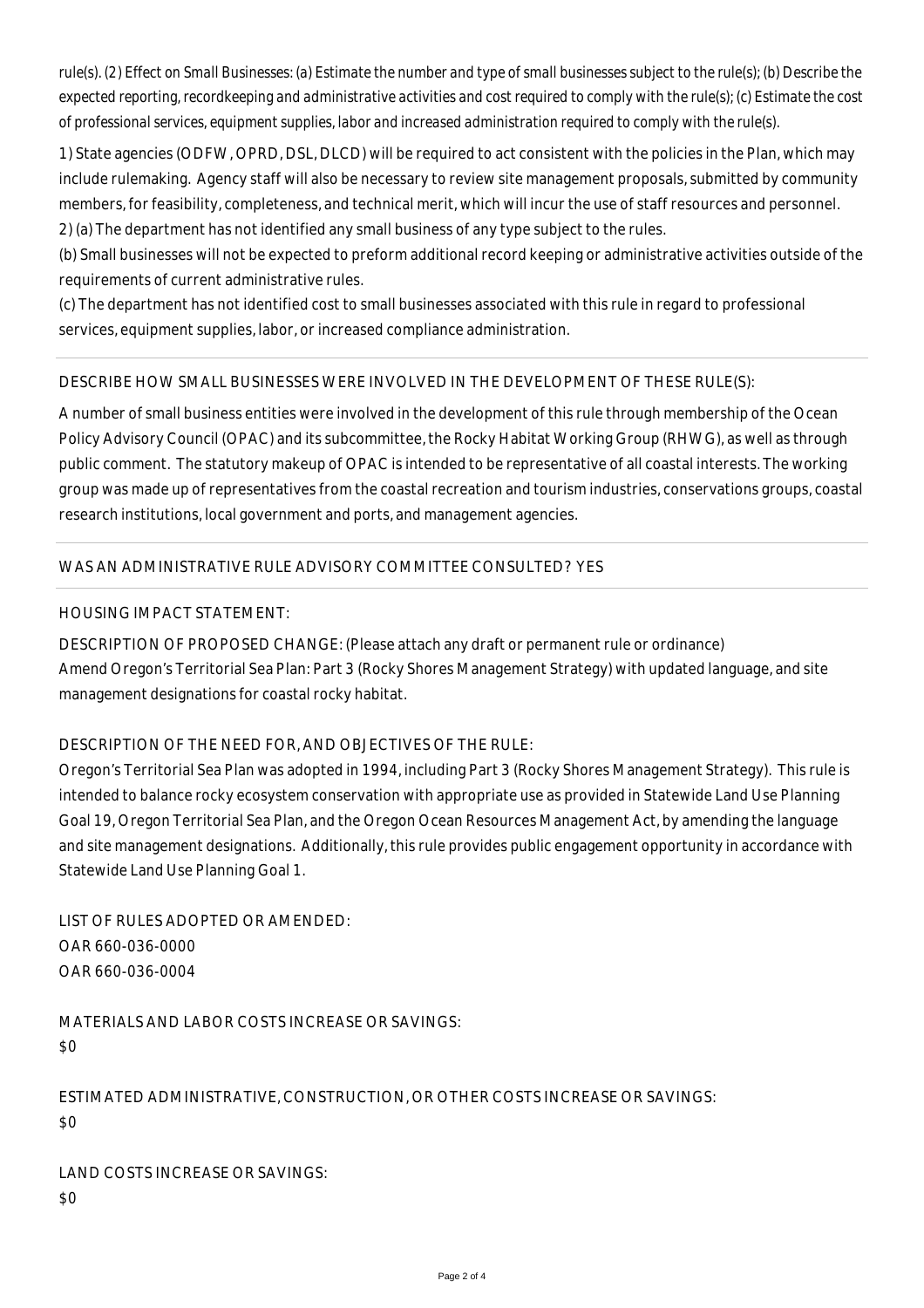rule(s). (2) Effect on Small Businesses: (a) Estimate the number and type of small businesses subject to the rule(s); (b) Describe the expected reporting, recordkeeping and administrative activities and cost required to comply with the rule(s); (c) Estimate the cost of professional services, equipment supplies, labor and increased administration required to comply with the rule(s).

1) State agencies (ODFW, OPRD, DSL, DLCD) will be required to act consistent with the policies in the Plan, which may include rulemaking. Agency staff will also be necessary to review site management proposals, submitted by community members, for feasibility, completeness, and technical merit, which will incur the use of staff resources and personnel.
2) (a) The department has not identified any small business of any type subject to the rules.
(b) Small businesses will not be expected to preform additional record keeping or administrative activities outside of the requirements of current administrative rules.
(c) The department has not identified cost to small businesses associated with this rule in regard to professional services, equipment supplies, labor, or increased compliance administration.

DESCRIBE HOW SMALL BUSINESSES WERE INVOLVED IN THE DEVELOPMENT OF THESE RULE(S):

A number of small business entities were involved in the development of this rule through membership of the Ocean Policy Advisory Council (OPAC) and its subcommittee, the Rocky Habitat Working Group (RHWG), as well as through public comment. The statutory makeup of OPAC is intended to be representative of all coastal interests. The working group was made up of representatives from the coastal recreation and tourism industries, conservations groups, coastal research institutions, local government and ports, and management agencies.

WAS AN ADMINISTRATIVE RULE ADVISORY COMMITTEE CONSULTED? YES

HOUSING IMPACT STATEMENT:

DESCRIPTION OF PROPOSED CHANGE: (Please attach any draft or permanent rule or ordinance)
Amend Oregon's Territorial Sea Plan: Part 3 (Rocky Shores Management Strategy) with updated language, and site management designations for coastal rocky habitat.

DESCRIPTION OF THE NEED FOR, AND OBJECTIVES OF THE RULE:
Oregon's Territorial Sea Plan was adopted in 1994, including Part 3 (Rocky Shores Management Strategy). This rule is intended to balance rocky ecosystem conservation with appropriate use as provided in Statewide Land Use Planning Goal 19, Oregon Territorial Sea Plan, and the Oregon Ocean Resources Management Act, by amending the language and site management designations. Additionally, this rule provides public engagement opportunity in accordance with Statewide Land Use Planning Goal 1.

LIST OF RULES ADOPTED OR AMENDED:
OAR 660-036-0000
OAR 660-036-0004

MATERIALS AND LABOR COSTS INCREASE OR SAVINGS:
$0

ESTIMATED ADMINISTRATIVE, CONSTRUCTION, OR OTHER COSTS INCREASE OR SAVINGS:
$0

LAND COSTS INCREASE OR SAVINGS:
$0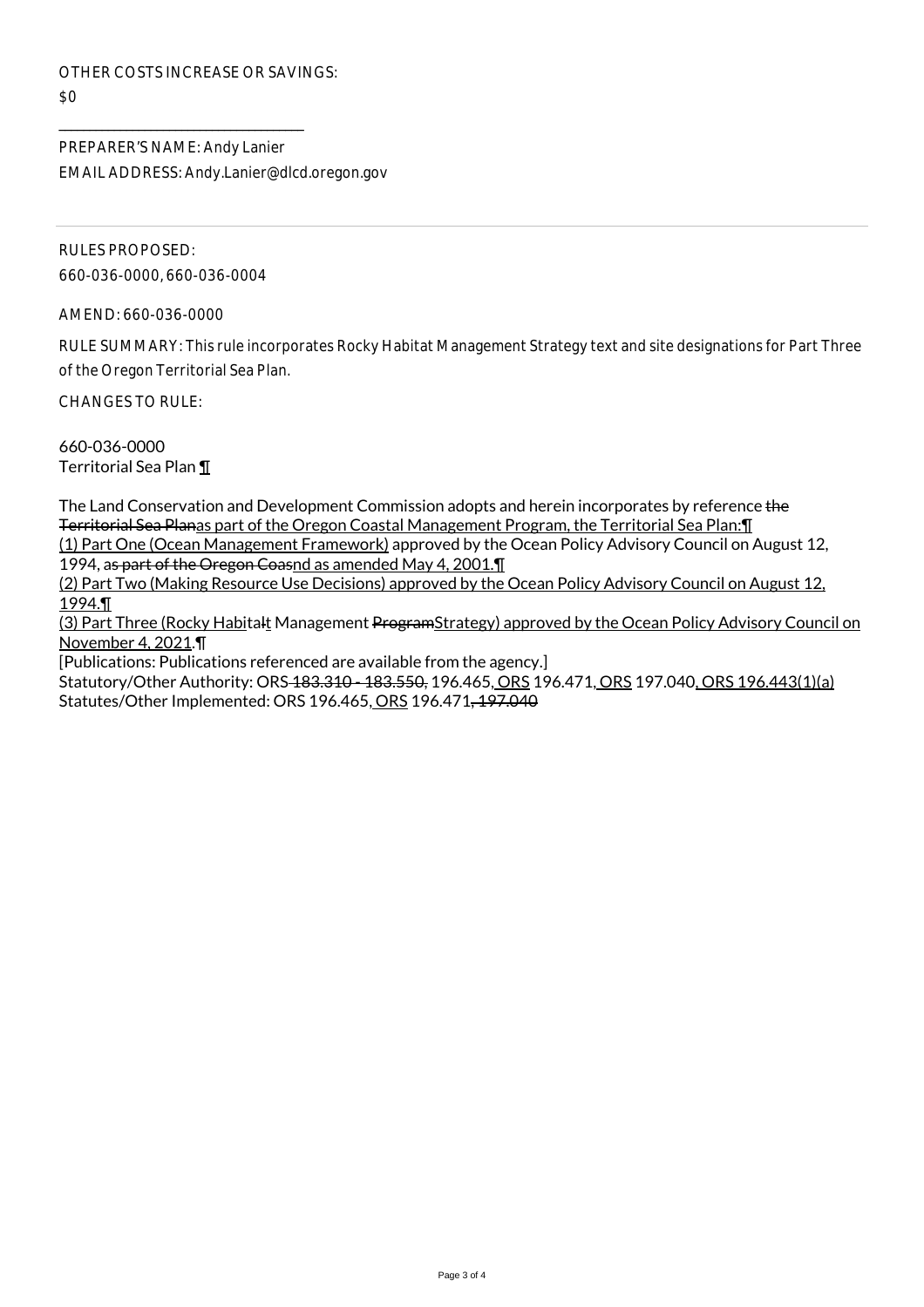OTHER COSTS INCREASE OR SAVINGS:

$0

---

PREPARER'S NAME: Andy Lanier

EMAIL ADDRESS: Andy.Lanier@dlcd.oregon.gov

---

RULES PROPOSED:

660-036-0000, 660-036-0004

AMEND: 660-036-0000

RULE SUMMARY: This rule incorporates Rocky Habitat Management Strategy text and site designations for Part Three of the Oregon Territorial Sea Plan.

CHANGES TO RULE:

660-036-0000
Territorial Sea Plan ¶

The Land Conservation and Development Commission adopts and herein incorporates by reference ~~the Territorial Sea Plan~~as part of the Oregon Coastal Management Program, the Territorial Sea Plan:¶
(1) Part One (Ocean Management Framework) approved by the Ocean Policy Advisory Council on August 12, 1994, a~~s part of the Oregon Coas~~nd as amended May 4, 2001.¶
(2) Part Two (Making Resource Use Decisions) approved by the Ocean Policy Advisory Council on August 12, 1994.¶
(3) Part Three (Rocky Habit~~al~~at Management ~~Program~~Strategy) approved by the Ocean Policy Advisory Council on November 4, 2021.¶
[Publications: Publications referenced are available from the agency.]
Statutory/Other Authority: ORS ~~183.310 - 183.550,~~ 196.465, ORS 196.471, ORS 197.040, ORS 196.443(1)(a)
Statutes/Other Implemented: ORS 196.465, ORS 196.471~~, 197.040~~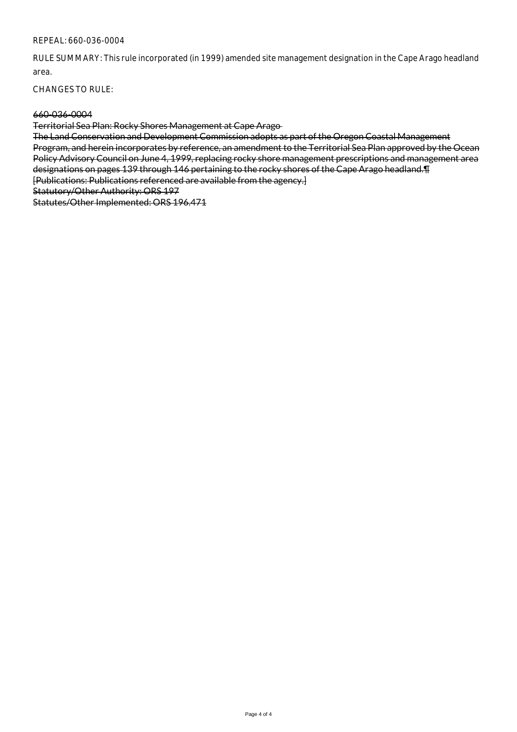REPEAL: 660-036-0004

RULE SUMMARY: This rule incorporated (in 1999) amended site management designation in the Cape Arago headland area.

CHANGES TO RULE:

~~660-036-0004~~

~~Territorial Sea Plan: Rocky Shores Management at Cape Arago~~

~~The Land Conservation and Development Commission adopts as part of the Oregon Coastal Management Program, and herein incorporates by reference, an amendment to the Territorial Sea Plan approved by the Ocean Policy Advisory Council on June 4, 1999, replacing rocky shore management prescriptions and management area designations on pages 139 through 146 pertaining to the rocky shores of the Cape Arago headland.¶~~

~~[Publications: Publications referenced are available from the agency.]~~

~~Statutory/Other Authority: ORS 197~~

~~Statutes/Other Implemented: ORS 196.471~~